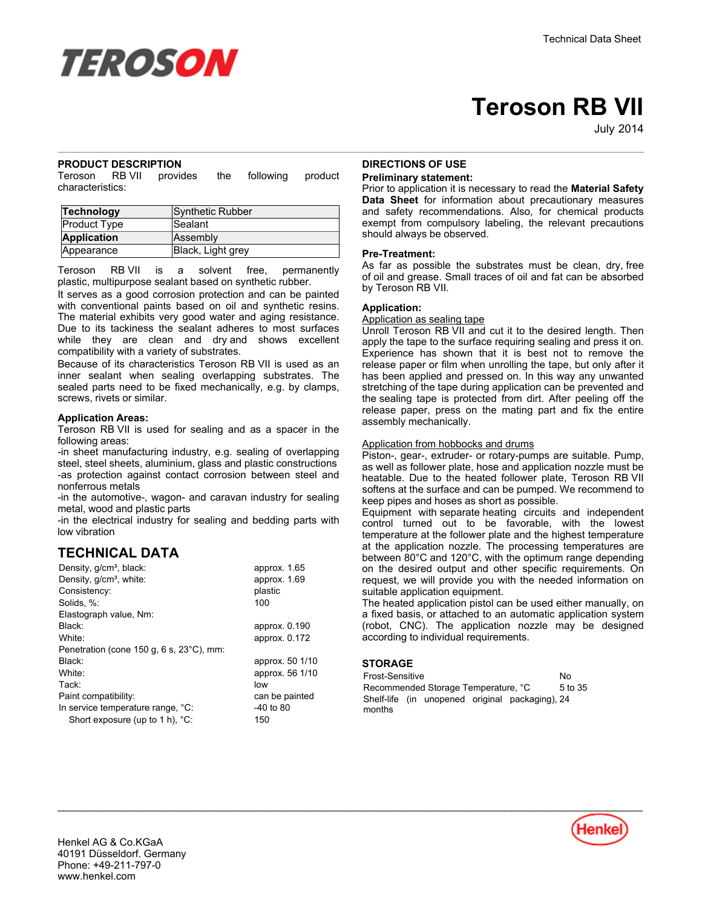Technical Data Sheet

# Teroson RB VII

July 2014

## PRODUCT DESCRIPTION

Teroson RB VII provides the following product characteristics:

| **Technology** | Synthetic Rubber |
|---|---|
| Product Type | Sealant |
| **Application** | Assembly |
| Appearance | Black, Light grey |

Teroson RB VII is a solvent free, permanently plastic, multipurpose sealant based on synthetic rubber.

It serves as a good corrosion protection and can be painted with conventional paints based on oil and synthetic resins. The material exhibits very good water and aging resistance. Due to its tackiness the sealant adheres to most surfaces while they are clean and dry and shows excellent compatibility with a variety of substrates.

Because of its characteristics Teroson RB VII is used as an inner sealant when sealing overlapping substrates. The sealed parts need to be fixed mechanically, e.g. by clamps, screws, rivets or similar.

### Application Areas:

Teroson RB VII is used for sealing and as a spacer in the following areas:

-in sheet manufacturing industry, e.g. sealing of overlapping steel, steel sheets, aluminium, glass and plastic constructions

-as protection against contact corrosion between steel and nonferrous metals

-in the automotive-, wagon- and caravan industry for sealing metal, wood and plastic parts

-in the electrical industry for sealing and bedding parts with low vibration

## TECHNICAL DATA

| | |
|---|---|
| Density, g/cm³, black: | approx. 1.65 |
| Density, g/cm³, white: | approx. 1.69 |
| Consistency: | plastic |
| Solids, %: | 100 |
| Elastograph value, Nm: | |
| Black: | approx. 0.190 |
| White: | approx. 0.172 |
| Penetration (cone 150 g, 6 s, 23°C), mm: | |
| Black: | approx. 50 1/10 |
| White: | approx. 56 1/10 |
| Tack: | low |
| Paint compatibility: | can be painted |
| In service temperature range, °C: | -40 to 80 |
| Short exposure (up to 1 h), °C: | 150 |

## DIRECTIONS OF USE

### Preliminary statement:

Prior to application it is necessary to read the **Material Safety Data Sheet** for information about precautionary measures and safety recommendations. Also, for chemical products exempt from compulsory labeling, the relevant precautions should always be observed.

### Pre-Treatment:

As far as possible the substrates must be clean, dry, free of oil and grease. Small traces of oil and fat can be absorbed by Teroson RB VII.

### Application:

Application as sealing tape

Unroll Teroson RB VII and cut it to the desired length. Then apply the tape to the surface requiring sealing and press it on. Experience has shown that it is best not to remove the release paper or film when unrolling the tape, but only after it has been applied and pressed on. In this way any unwanted stretching of the tape during application can be prevented and the sealing tape is protected from dirt. After peeling off the release paper, press on the mating part and fix the entire assembly mechanically.

Application from hobbocks and drums

Piston-, gear-, extruder- or rotary-pumps are suitable. Pump, as well as follower plate, hose and application nozzle must be heatable. Due to the heated follower plate, Teroson RB VII softens at the surface and can be pumped. We recommend to keep pipes and hoses as short as possible.

Equipment with separate heating circuits and independent control turned out to be favorable, with the lowest temperature at the follower plate and the highest temperature at the application nozzle. The processing temperatures are between 80°C and 120°C, with the optimum range depending on the desired output and other specific requirements. On request, we will provide you with the needed information on suitable application equipment.

The heated application pistol can be used either manually, on a fixed basis, or attached to an automatic application system (robot, CNC). The application nozzle may be designed according to individual requirements.

## STORAGE

| | |
|---|---|
| Frost-Sensitive | No |
| Recommended Storage Temperature, °C | 5 to 35 |
| Shelf-life (in unopened original packaging), months | 24 |

Henkel AG & Co.KGaA
40191 Düsseldorf. Germany
Phone: +49-211-797-0
www.henkel.com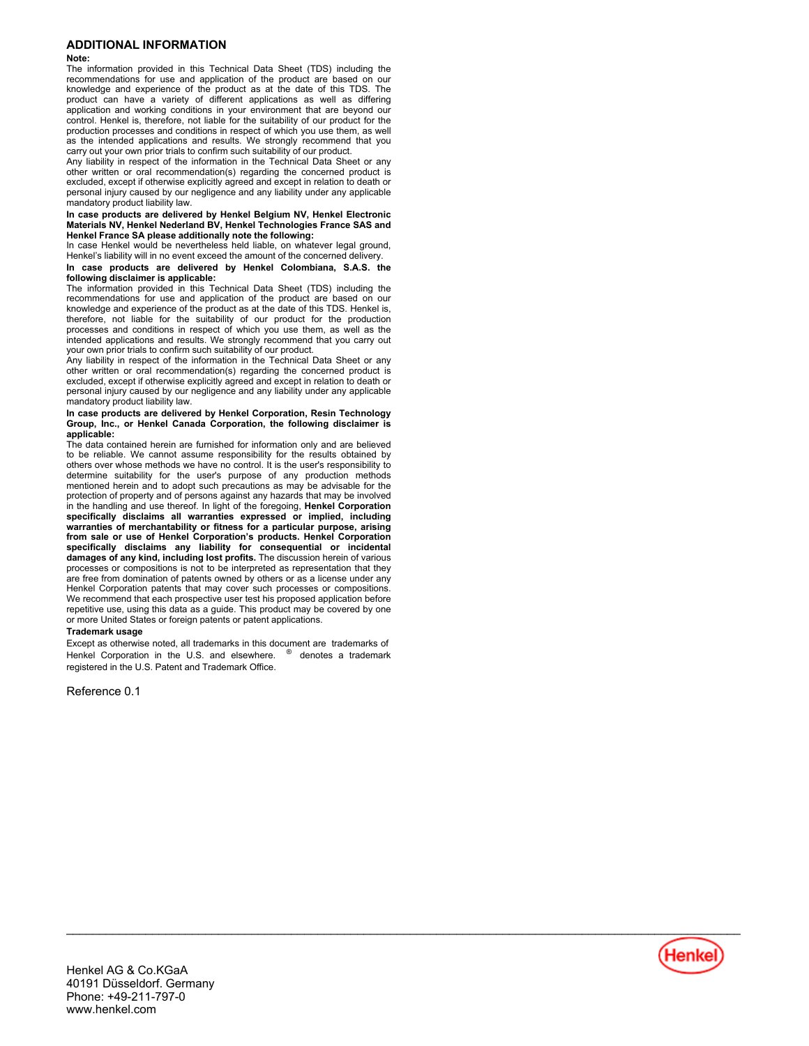## ADDITIONAL INFORMATION

**Note:**

The information provided in this Technical Data Sheet (TDS) including the recommendations for use and application of the product are based on our knowledge and experience of the product as at the date of this TDS. The product can have a variety of different applications as well as differing application and working conditions in your environment that are beyond our control. Henkel is, therefore, not liable for the suitability of our product for the production processes and conditions in respect of which you use them, as well as the intended applications and results. We strongly recommend that you carry out your own prior trials to confirm such suitability of our product.

Any liability in respect of the information in the Technical Data Sheet or any other written or oral recommendation(s) regarding the concerned product is excluded, except if otherwise explicitly agreed and except in relation to death or personal injury caused by our negligence and any liability under any applicable mandatory product liability law.

**In case products are delivered by Henkel Belgium NV, Henkel Electronic Materials NV, Henkel Nederland BV, Henkel Technologies France SAS and Henkel France SA please additionally note the following:**

In case Henkel would be nevertheless held liable, on whatever legal ground, Henkel's liability will in no event exceed the amount of the concerned delivery.

**In case products are delivered by Henkel Colombiana, S.A.S. the following disclaimer is applicable:**

The information provided in this Technical Data Sheet (TDS) including the recommendations for use and application of the product are based on our knowledge and experience of the product as at the date of this TDS. Henkel is, therefore, not liable for the suitability of our product for the production processes and conditions in respect of which you use them, as well as the intended applications and results. We strongly recommend that you carry out your own prior trials to confirm such suitability of our product.

Any liability in respect of the information in the Technical Data Sheet or any other written or oral recommendation(s) regarding the concerned product is excluded, except if otherwise explicitly agreed and except in relation to death or personal injury caused by our negligence and any liability under any applicable mandatory product liability law.

**In case products are delivered by Henkel Corporation, Resin Technology Group, Inc., or Henkel Canada Corporation, the following disclaimer is applicable:**

The data contained herein are furnished for information only and are believed to be reliable. We cannot assume responsibility for the results obtained by others over whose methods we have no control. It is the user's responsibility to determine suitability for the user's purpose of any production methods mentioned herein and to adopt such precautions as may be advisable for the protection of property and of persons against any hazards that may be involved in the handling and use thereof. In light of the foregoing, **Henkel Corporation specifically disclaims all warranties expressed or implied, including warranties of merchantability or fitness for a particular purpose, arising from sale or use of Henkel Corporation's products. Henkel Corporation specifically disclaims any liability for consequential or incidental damages of any kind, including lost profits.** The discussion herein of various processes or compositions is not to be interpreted as representation that they are free from domination of patents owned by others or as a license under any Henkel Corporation patents that may cover such processes or compositions. We recommend that each prospective user test his proposed application before repetitive use, using this data as a guide. This product may be covered by one or more United States or foreign patents or patent applications.

**Trademark usage**

Except as otherwise noted, all trademarks in this document are trademarks of Henkel Corporation in the U.S. and elsewhere. ® denotes a trademark registered in the U.S. Patent and Trademark Office.

Reference 0.1

Henkel AG & Co.KGaA
40191 Düsseldorf. Germany
Phone: +49-211-797-0
www.henkel.com